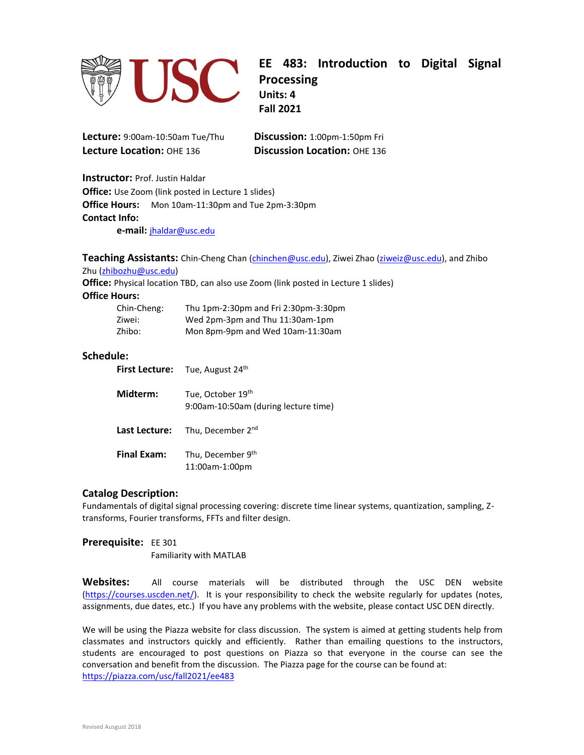# EE 483: Introduction to Digital Signal Processing

**Units: 4**

**Fall 2021**

**Lecture:** 9:00am-10:50am Tue/Thu
**Lecture Location:** OHE 136

**Discussion:** 1:00pm-1:50pm Fri
**Discussion Location:** OHE 136

**Instructor:** Prof. Justin Haldar
**Office:** Use Zoom (link posted in Lecture 1 slides)
**Office Hours:** Mon 10am-11:30pm and Tue 2pm-3:30pm
**Contact Info:**
**e-mail:** jhaldar@usc.edu

**Teaching Assistants:** Chin-Cheng Chan (chinchen@usc.edu), Ziwei Zhao (ziweiz@usc.edu), and Zhibo Zhu (zhibozhu@usc.edu)
**Office:** Physical location TBD, can also use Zoom (link posted in Lecture 1 slides)
**Office Hours:**

| | |
|---|---|
| Chin-Cheng: | Thu 1pm-2:30pm and Fri 2:30pm-3:30pm |
| Ziwei: | Wed 2pm-3pm and Thu 11:30am-1pm |
| Zhibo: | Mon 8pm-9pm and Wed 10am-11:30am |

**Schedule:**

| | |
|---|---|
| **First Lecture:** | Tue, August 24th |
| **Midterm:** | Tue, October 19th<br>9:00am-10:50am (during lecture time) |
| **Last Lecture:** | Thu, December 2nd |
| **Final Exam:** | Thu, December 9th<br>11:00am-1:00pm |

**Catalog Description:**
Fundamentals of digital signal processing covering: discrete time linear systems, quantization, sampling, Z-transforms, Fourier transforms, FFTs and filter design.

**Prerequisite:** EE 301
Familiarity with MATLAB

**Websites:** All course materials will be distributed through the USC DEN website (https://courses.uscden.net/). It is your responsibility to check the website regularly for updates (notes, assignments, due dates, etc.) If you have any problems with the website, please contact USC DEN directly.

We will be using the Piazza website for class discussion. The system is aimed at getting students help from classmates and instructors quickly and efficiently. Rather than emailing questions to the instructors, students are encouraged to post questions on Piazza so that everyone in the course can see the conversation and benefit from the discussion. The Piazza page for the course can be found at: https://piazza.com/usc/fall2021/ee483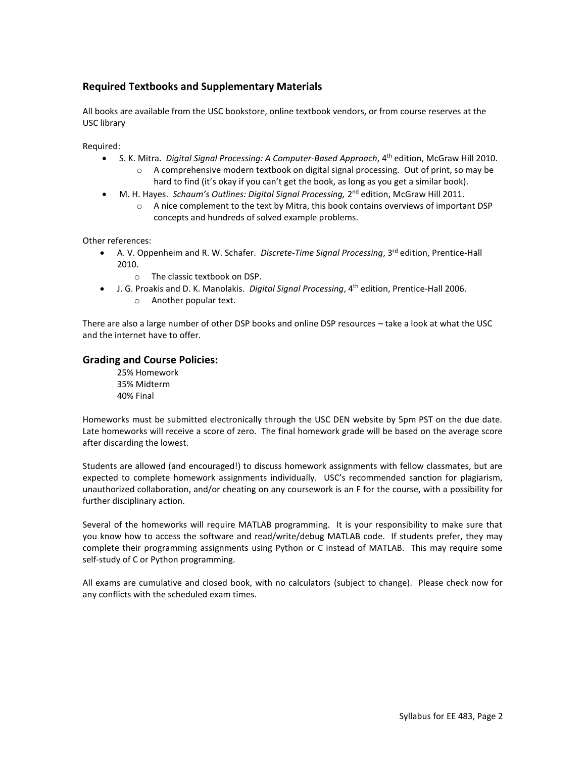## Required Textbooks and Supplementary Materials

All books are available from the USC bookstore, online textbook vendors, or from course reserves at the USC library

Required:

- S. K. Mitra. *Digital Signal Processing: A Computer-Based Approach*, 4th edition, McGraw Hill 2010.
  - A comprehensive modern textbook on digital signal processing. Out of print, so may be hard to find (it's okay if you can't get the book, as long as you get a similar book).
- M. H. Hayes. *Schaum's Outlines: Digital Signal Processing,* 2nd edition, McGraw Hill 2011.
  - A nice complement to the text by Mitra, this book contains overviews of important DSP concepts and hundreds of solved example problems.

Other references:

- A. V. Oppenheim and R. W. Schafer. *Discrete-Time Signal Processing*, 3rd edition, Prentice-Hall 2010.
  - The classic textbook on DSP.
- J. G. Proakis and D. K. Manolakis. *Digital Signal Processing*, 4th edition, Prentice-Hall 2006.
  - Another popular text.

There are also a large number of other DSP books and online DSP resources – take a look at what the USC and the internet have to offer.

## Grading and Course Policies:

25% Homework
35% Midterm
40% Final

Homeworks must be submitted electronically through the USC DEN website by 5pm PST on the due date. Late homeworks will receive a score of zero. The final homework grade will be based on the average score after discarding the lowest.

Students are allowed (and encouraged!) to discuss homework assignments with fellow classmates, but are expected to complete homework assignments individually. USC's recommended sanction for plagiarism, unauthorized collaboration, and/or cheating on any coursework is an F for the course, with a possibility for further disciplinary action.

Several of the homeworks will require MATLAB programming. It is your responsibility to make sure that you know how to access the software and read/write/debug MATLAB code. If students prefer, they may complete their programming assignments using Python or C instead of MATLAB. This may require some self-study of C or Python programming.

All exams are cumulative and closed book, with no calculators (subject to change). Please check now for any conflicts with the scheduled exam times.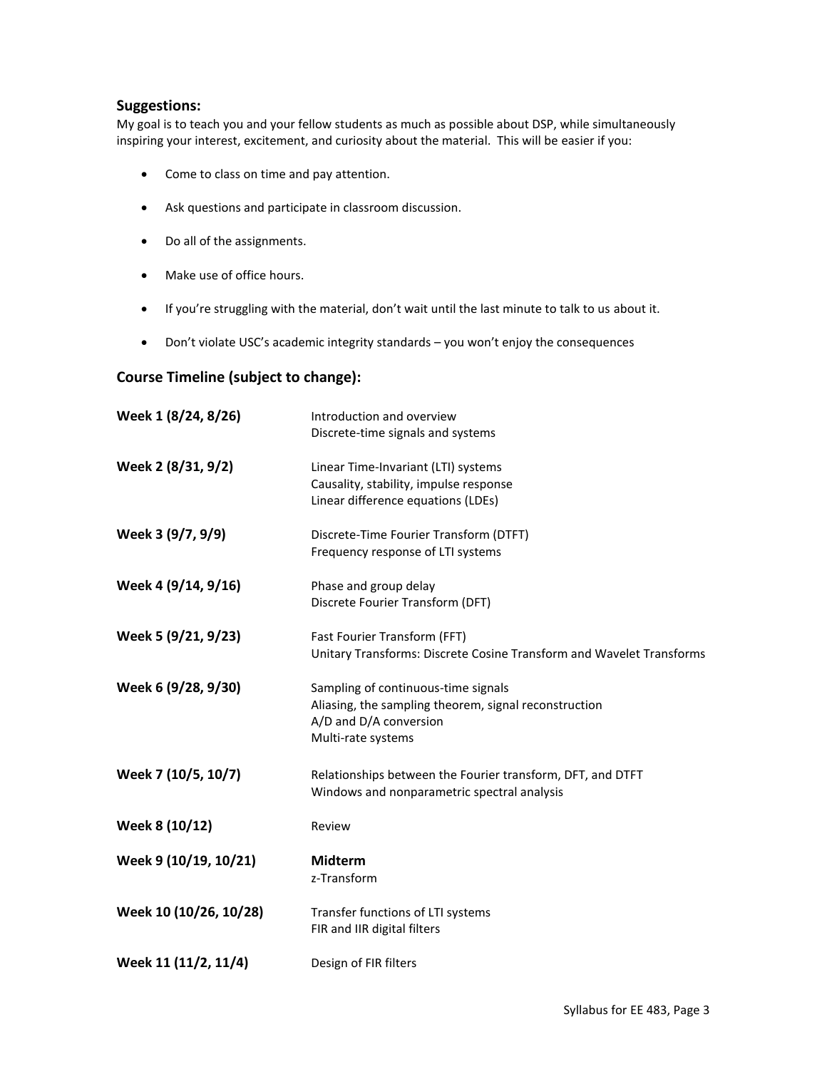## Suggestions:

My goal is to teach you and your fellow students as much as possible about DSP, while simultaneously inspiring your interest, excitement, and curiosity about the material. This will be easier if you:

- Come to class on time and pay attention.
- Ask questions and participate in classroom discussion.
- Do all of the assignments.
- Make use of office hours.
- If you're struggling with the material, don't wait until the last minute to talk to us about it.
- Don't violate USC's academic integrity standards – you won't enjoy the consequences

## Course Timeline (subject to change):

| | |
|---|---|
| **Week 1 (8/24, 8/26)** | Introduction and overview<br>Discrete-time signals and systems |
| **Week 2 (8/31, 9/2)** | Linear Time-Invariant (LTI) systems<br>Causality, stability, impulse response<br>Linear difference equations (LDEs) |
| **Week 3 (9/7, 9/9)** | Discrete-Time Fourier Transform (DTFT)<br>Frequency response of LTI systems |
| **Week 4 (9/14, 9/16)** | Phase and group delay<br>Discrete Fourier Transform (DFT) |
| **Week 5 (9/21, 9/23)** | Fast Fourier Transform (FFT)<br>Unitary Transforms: Discrete Cosine Transform and Wavelet Transforms |
| **Week 6 (9/28, 9/30)** | Sampling of continuous-time signals<br>Aliasing, the sampling theorem, signal reconstruction<br>A/D and D/A conversion<br>Multi-rate systems |
| **Week 7 (10/5, 10/7)** | Relationships between the Fourier transform, DFT, and DTFT<br>Windows and nonparametric spectral analysis |
| **Week 8 (10/12)** | Review |
| **Week 9 (10/19, 10/21)** | **Midterm**<br>z-Transform |
| **Week 10 (10/26, 10/28)** | Transfer functions of LTI systems<br>FIR and IIR digital filters |
| **Week 11 (11/2, 11/4)** | Design of FIR filters |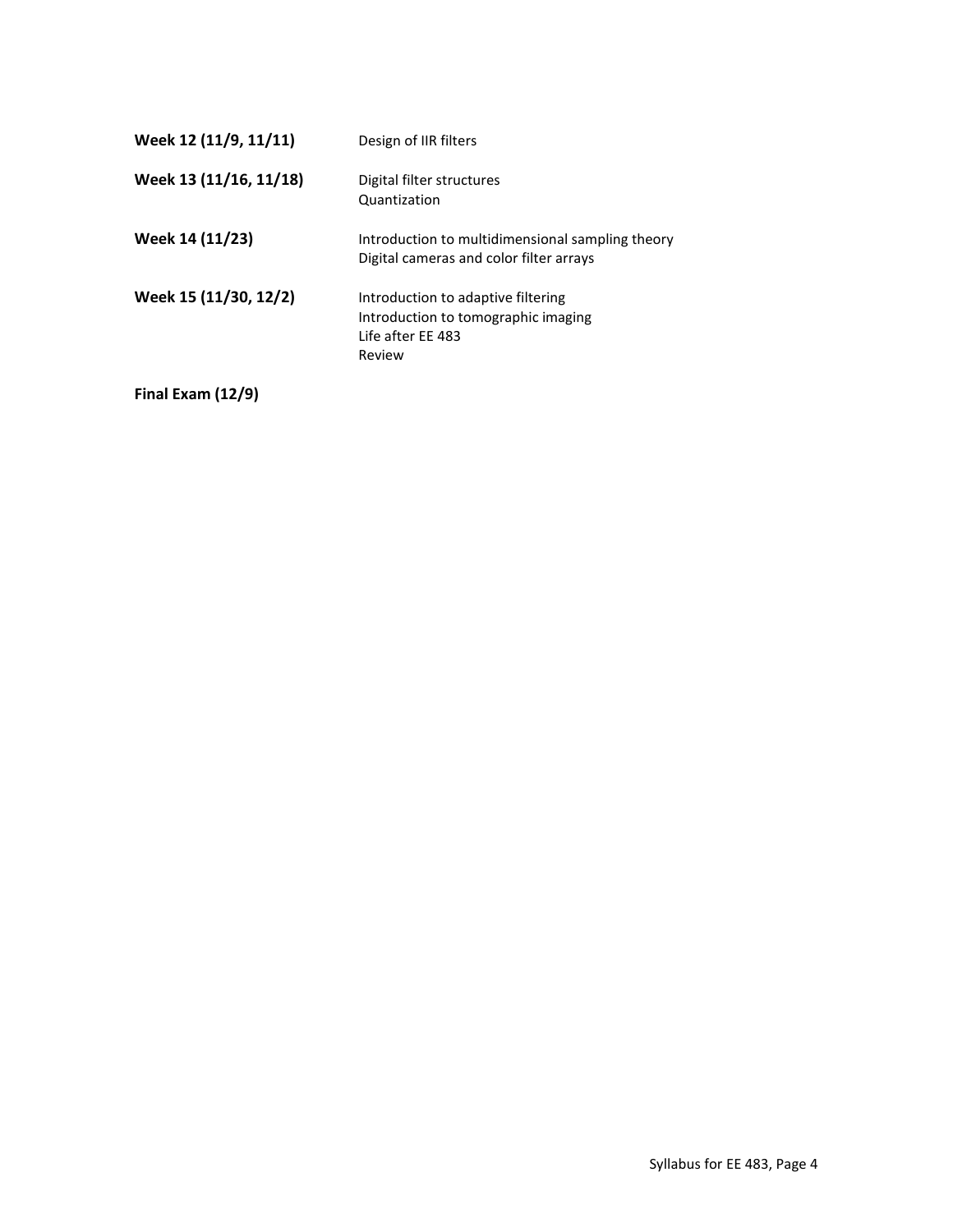**Week 12 (11/9, 11/11)** Design of IIR filters

**Week 13 (11/16, 11/18)** Digital filter structures
Quantization

**Week 14 (11/23)** Introduction to multidimensional sampling theory
Digital cameras and color filter arrays

**Week 15 (11/30, 12/2)** Introduction to adaptive filtering
Introduction to tomographic imaging
Life after EE 483
Review

**Final Exam (12/9)**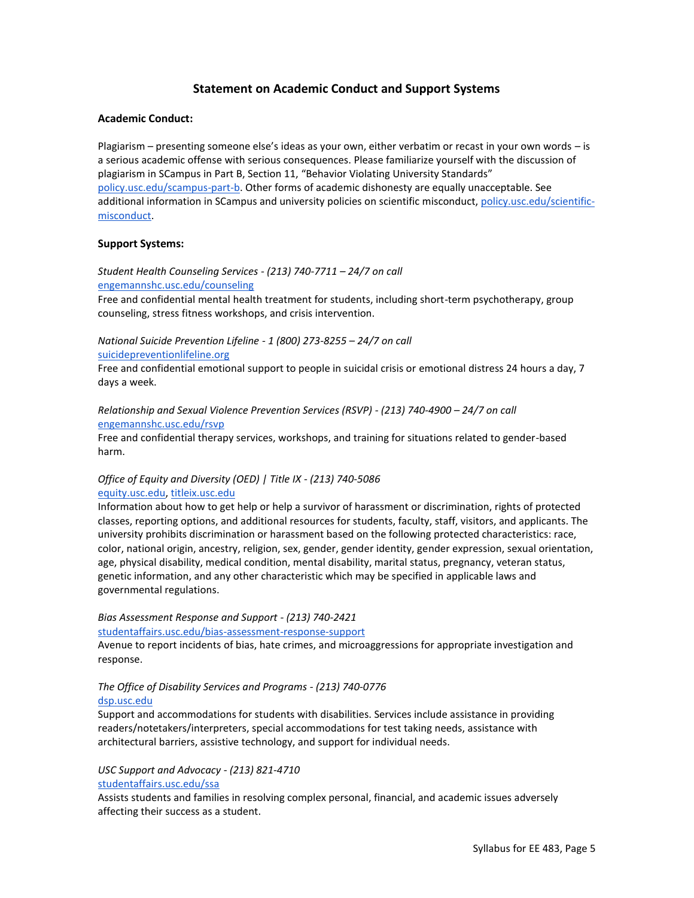## Statement on Academic Conduct and Support Systems

**Academic Conduct:**

Plagiarism – presenting someone else's ideas as your own, either verbatim or recast in your own words – is a serious academic offense with serious consequences. Please familiarize yourself with the discussion of plagiarism in SCampus in Part B, Section 11, "Behavior Violating University Standards" policy.usc.edu/scampus-part-b. Other forms of academic dishonesty are equally unacceptable. See additional information in SCampus and university policies on scientific misconduct, policy.usc.edu/scientific-misconduct.

**Support Systems:**

*Student Health Counseling Services - (213) 740-7711 – 24/7 on call*
engemannshc.usc.edu/counseling
Free and confidential mental health treatment for students, including short-term psychotherapy, group counseling, stress fitness workshops, and crisis intervention.

*National Suicide Prevention Lifeline - 1 (800) 273-8255 – 24/7 on call*
suicidepreventionlifeline.org
Free and confidential emotional support to people in suicidal crisis or emotional distress 24 hours a day, 7 days a week.

*Relationship and Sexual Violence Prevention Services (RSVP) - (213) 740-4900 – 24/7 on call*
engemannshc.usc.edu/rsvp
Free and confidential therapy services, workshops, and training for situations related to gender-based harm.

*Office of Equity and Diversity (OED) | Title IX - (213) 740-5086*
equity.usc.edu, titleix.usc.edu
Information about how to get help or help a survivor of harassment or discrimination, rights of protected classes, reporting options, and additional resources for students, faculty, staff, visitors, and applicants. The university prohibits discrimination or harassment based on the following protected characteristics: race, color, national origin, ancestry, religion, sex, gender, gender identity, gender expression, sexual orientation, age, physical disability, medical condition, mental disability, marital status, pregnancy, veteran status, genetic information, and any other characteristic which may be specified in applicable laws and governmental regulations.

*Bias Assessment Response and Support - (213) 740-2421*
studentaffairs.usc.edu/bias-assessment-response-support
Avenue to report incidents of bias, hate crimes, and microaggressions for appropriate investigation and response.

*The Office of Disability Services and Programs - (213) 740-0776*
dsp.usc.edu
Support and accommodations for students with disabilities. Services include assistance in providing readers/notetakers/interpreters, special accommodations for test taking needs, assistance with architectural barriers, assistive technology, and support for individual needs.

*USC Support and Advocacy - (213) 821-4710*
studentaffairs.usc.edu/ssa
Assists students and families in resolving complex personal, financial, and academic issues adversely affecting their success as a student.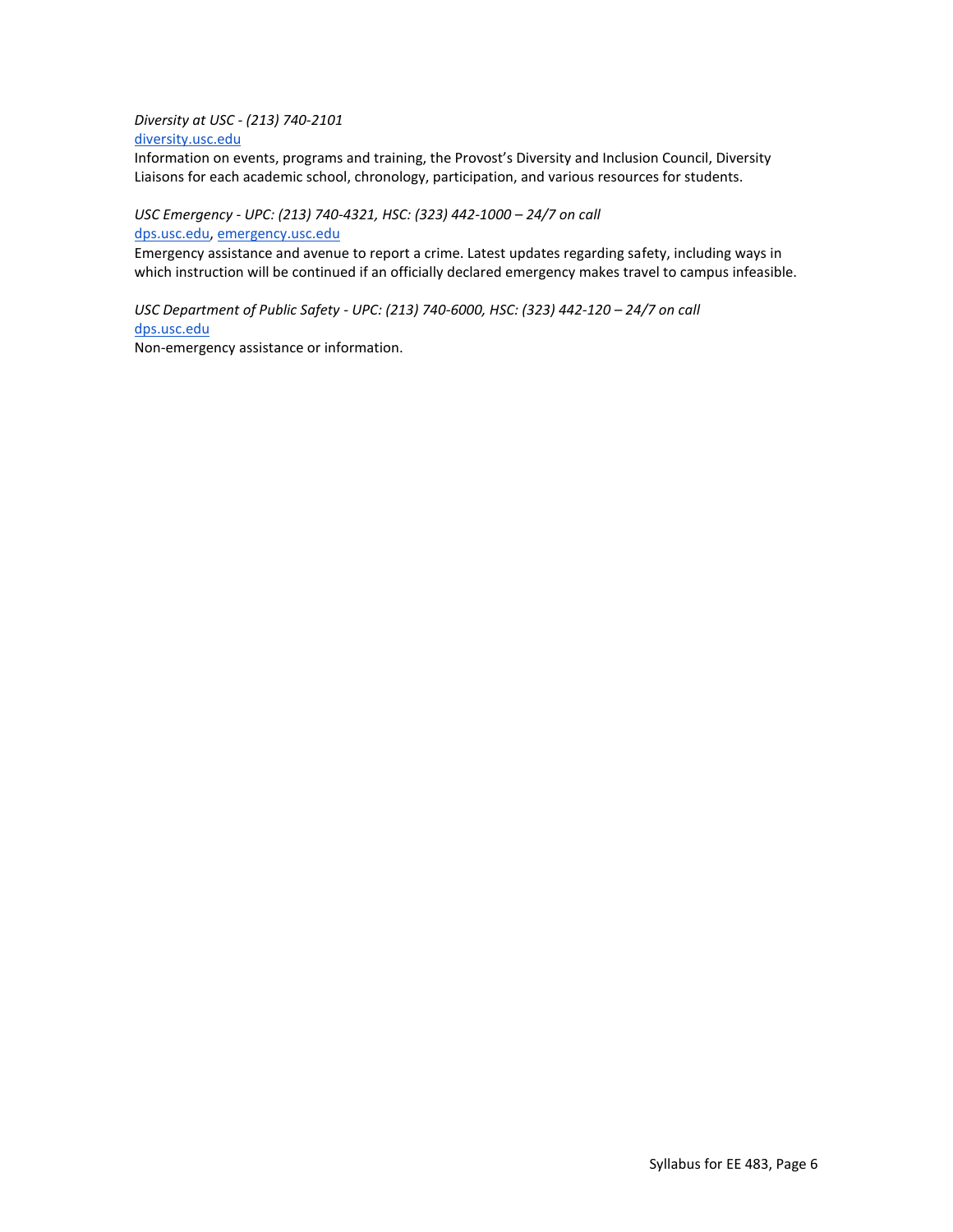*Diversity at USC - (213) 740-2101*
[diversity.usc.edu](diversity.usc.edu)
Information on events, programs and training, the Provost's Diversity and Inclusion Council, Diversity Liaisons for each academic school, chronology, participation, and various resources for students.

*USC Emergency - UPC: (213) 740-4321, HSC: (323) 442-1000 – 24/7 on call*
[dps.usc.edu](dps.usc.edu), [emergency.usc.edu](emergency.usc.edu)
Emergency assistance and avenue to report a crime. Latest updates regarding safety, including ways in which instruction will be continued if an officially declared emergency makes travel to campus infeasible.

*USC Department of Public Safety - UPC: (213) 740-6000, HSC: (323) 442-120 – 24/7 on call*
[dps.usc.edu](dps.usc.edu)
Non-emergency assistance or information.